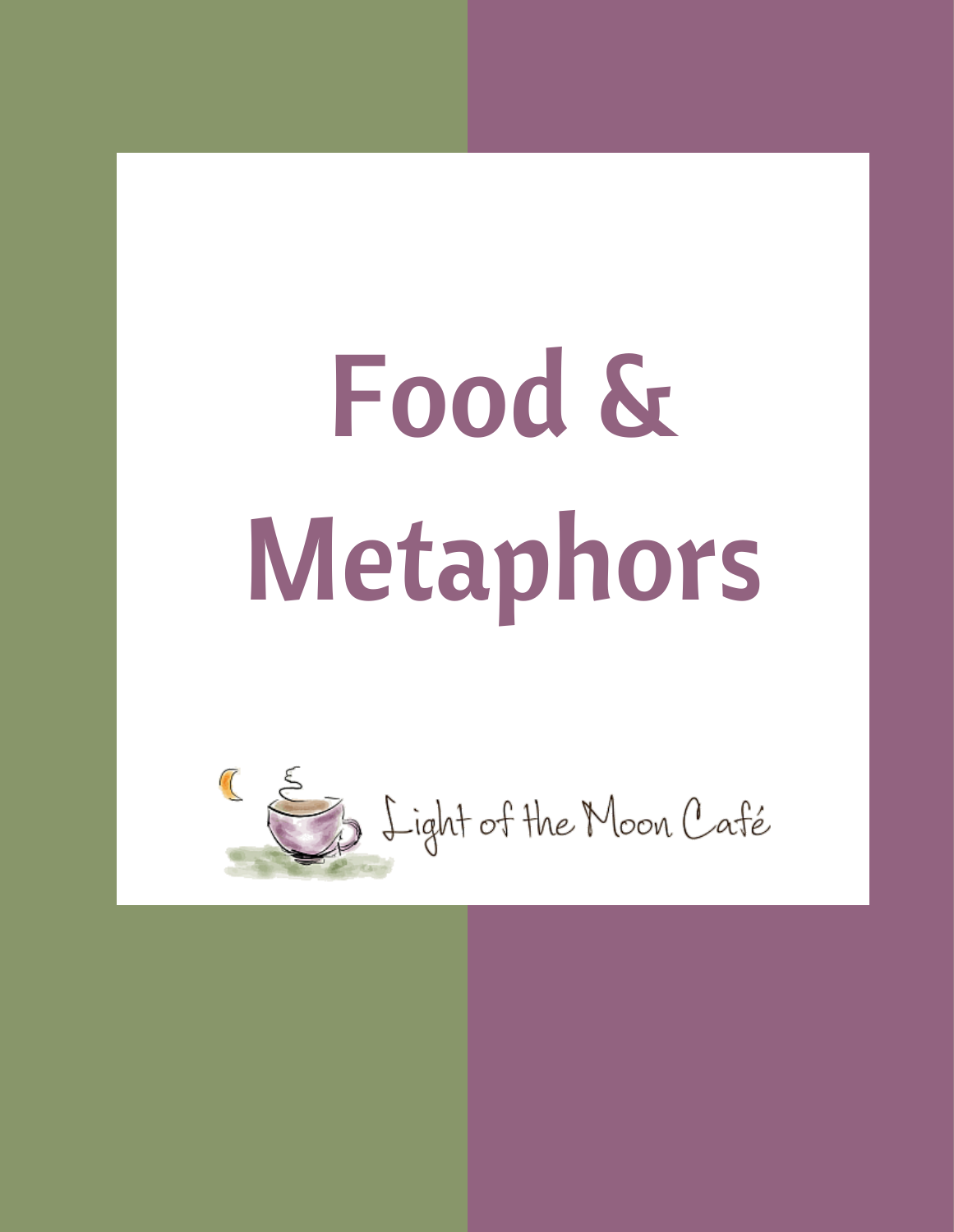# Food & Metaphors

Light of the Moon Café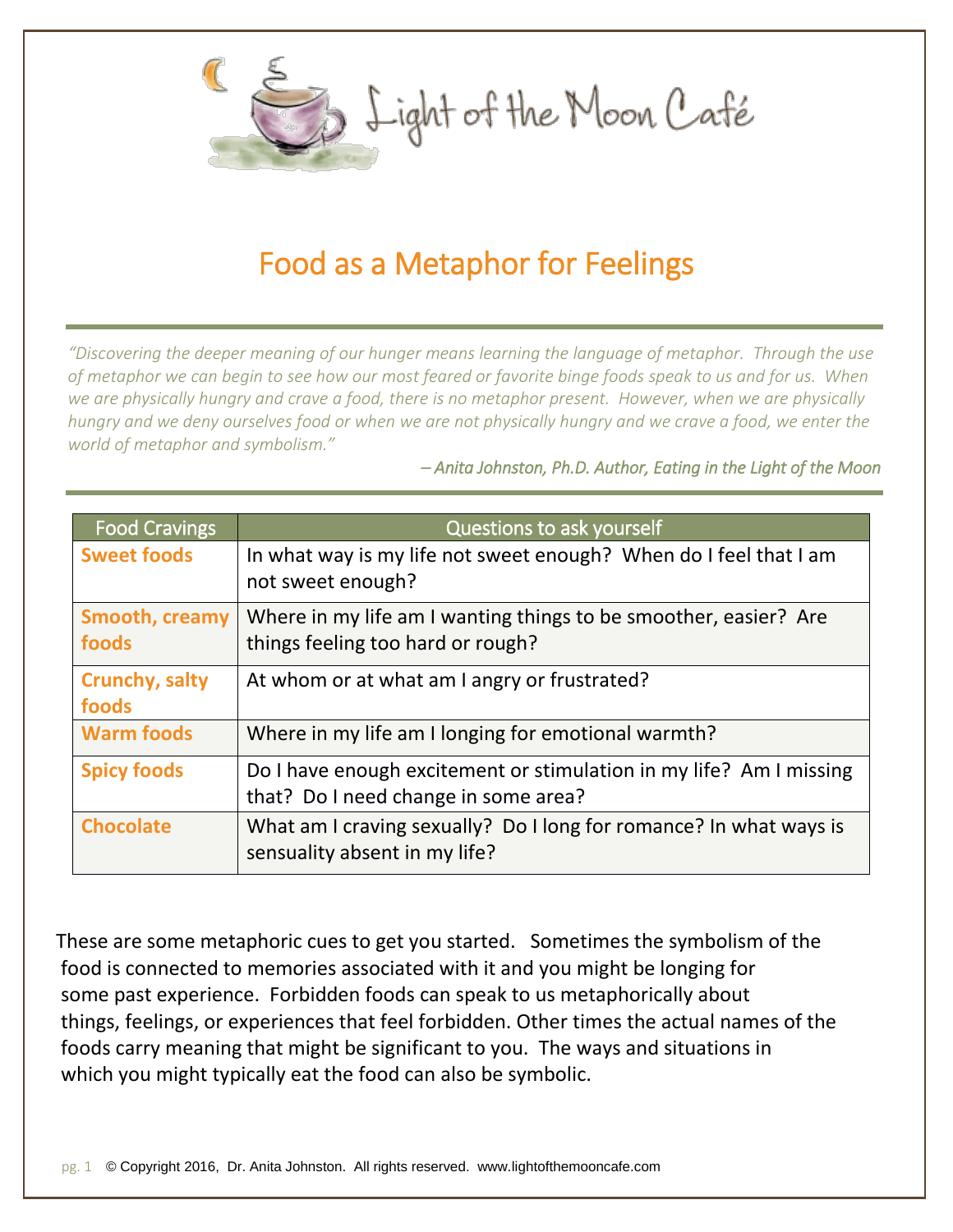# Food as a Metaphor for Feelings

*"Discovering the deeper meaning of our hunger means learning the language of metaphor. Through the use of metaphor we can begin to see how our most feared or favorite binge foods speak to us and for us. When we are physically hungry and crave a food, there is no metaphor present. However, when we are physically hungry and we deny ourselves food or when we are not physically hungry and we crave a food, we enter the world of metaphor and symbolism."*

*– Anita Johnston, Ph.D. Author, Eating in the Light of the Moon*

| Food Cravings | Questions to ask yourself |
|---|---|
| **Sweet foods** | In what way is my life not sweet enough? When do I feel that I am not sweet enough? |
| **Smooth, creamy foods** | Where in my life am I wanting things to be smoother, easier? Are things feeling too hard or rough? |
| **Crunchy, salty foods** | At whom or at what am I angry or frustrated? |
| **Warm foods** | Where in my life am I longing for emotional warmth? |
| **Spicy foods** | Do I have enough excitement or stimulation in my life? Am I missing that? Do I need change in some area? |
| **Chocolate** | What am I craving sexually? Do I long for romance? In what ways is sensuality absent in my life? |

These are some metaphoric cues to get you started. Sometimes the symbolism of the food is connected to memories associated with it and you might be longing for some past experience. Forbidden foods can speak to us metaphorically about things, feelings, or experiences that feel forbidden. Other times the actual names of the foods carry meaning that might be significant to you. The ways and situations in which you might typically eat the food can also be symbolic.

© Copyright 2016, Dr. Anita Johnston. All rights reserved. www.lightofthemooncafe.com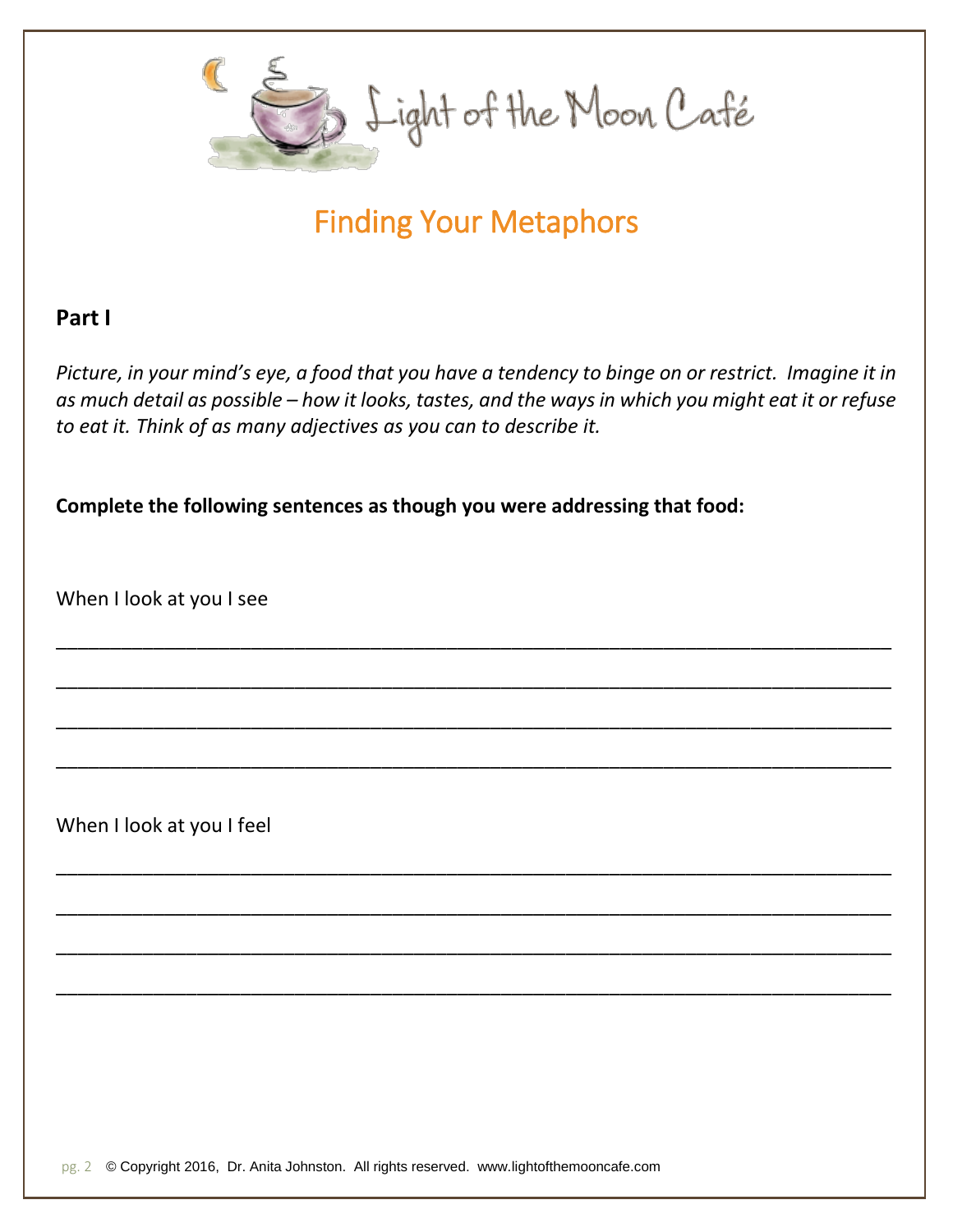Light of the Moon Café

# Finding Your Metaphors

## Part I

*Picture, in your mind's eye, a food that you have a tendency to binge on or restrict. Imagine it in as much detail as possible – how it looks, tastes, and the ways in which you might eat it or refuse to eat it. Think of as many adjectives as you can to describe it.*

**Complete the following sentences as though you were addressing that food:**

When I look at you I see

________________________________________________________________________

________________________________________________________________________

________________________________________________________________________

________________________________________________________________________

When I look at you I feel

________________________________________________________________________

________________________________________________________________________

________________________________________________________________________

________________________________________________________________________

© Copyright 2016, Dr. Anita Johnston. All rights reserved. www.lightofthemooncafe.com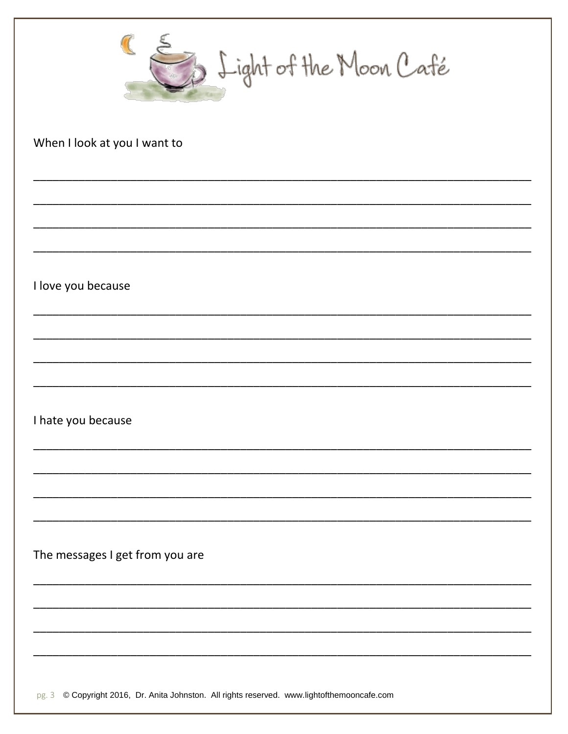Light of the Moon Café

When I look at you I want to

\_\_\_\_\_\_\_\_\_\_\_\_\_\_\_\_\_\_\_\_\_\_\_\_\_\_\_\_\_\_\_\_\_\_\_\_\_\_\_\_\_\_\_\_\_\_\_\_\_\_\_\_\_\_\_\_\_\_\_\_\_\_\_\_\_\_\_\_\_\_\_\_

\_\_\_\_\_\_\_\_\_\_\_\_\_\_\_\_\_\_\_\_\_\_\_\_\_\_\_\_\_\_\_\_\_\_\_\_\_\_\_\_\_\_\_\_\_\_\_\_\_\_\_\_\_\_\_\_\_\_\_\_\_\_\_\_\_\_\_\_\_\_\_\_

\_\_\_\_\_\_\_\_\_\_\_\_\_\_\_\_\_\_\_\_\_\_\_\_\_\_\_\_\_\_\_\_\_\_\_\_\_\_\_\_\_\_\_\_\_\_\_\_\_\_\_\_\_\_\_\_\_\_\_\_\_\_\_\_\_\_\_\_\_\_\_\_

\_\_\_\_\_\_\_\_\_\_\_\_\_\_\_\_\_\_\_\_\_\_\_\_\_\_\_\_\_\_\_\_\_\_\_\_\_\_\_\_\_\_\_\_\_\_\_\_\_\_\_\_\_\_\_\_\_\_\_\_\_\_\_\_\_\_\_\_\_\_\_\_

I love you because

\_\_\_\_\_\_\_\_\_\_\_\_\_\_\_\_\_\_\_\_\_\_\_\_\_\_\_\_\_\_\_\_\_\_\_\_\_\_\_\_\_\_\_\_\_\_\_\_\_\_\_\_\_\_\_\_\_\_\_\_\_\_\_\_\_\_\_\_\_\_\_\_

\_\_\_\_\_\_\_\_\_\_\_\_\_\_\_\_\_\_\_\_\_\_\_\_\_\_\_\_\_\_\_\_\_\_\_\_\_\_\_\_\_\_\_\_\_\_\_\_\_\_\_\_\_\_\_\_\_\_\_\_\_\_\_\_\_\_\_\_\_\_\_\_

\_\_\_\_\_\_\_\_\_\_\_\_\_\_\_\_\_\_\_\_\_\_\_\_\_\_\_\_\_\_\_\_\_\_\_\_\_\_\_\_\_\_\_\_\_\_\_\_\_\_\_\_\_\_\_\_\_\_\_\_\_\_\_\_\_\_\_\_\_\_\_\_

\_\_\_\_\_\_\_\_\_\_\_\_\_\_\_\_\_\_\_\_\_\_\_\_\_\_\_\_\_\_\_\_\_\_\_\_\_\_\_\_\_\_\_\_\_\_\_\_\_\_\_\_\_\_\_\_\_\_\_\_\_\_\_\_\_\_\_\_\_\_\_\_

I hate you because

\_\_\_\_\_\_\_\_\_\_\_\_\_\_\_\_\_\_\_\_\_\_\_\_\_\_\_\_\_\_\_\_\_\_\_\_\_\_\_\_\_\_\_\_\_\_\_\_\_\_\_\_\_\_\_\_\_\_\_\_\_\_\_\_\_\_\_\_\_\_\_\_

\_\_\_\_\_\_\_\_\_\_\_\_\_\_\_\_\_\_\_\_\_\_\_\_\_\_\_\_\_\_\_\_\_\_\_\_\_\_\_\_\_\_\_\_\_\_\_\_\_\_\_\_\_\_\_\_\_\_\_\_\_\_\_\_\_\_\_\_\_\_\_\_

\_\_\_\_\_\_\_\_\_\_\_\_\_\_\_\_\_\_\_\_\_\_\_\_\_\_\_\_\_\_\_\_\_\_\_\_\_\_\_\_\_\_\_\_\_\_\_\_\_\_\_\_\_\_\_\_\_\_\_\_\_\_\_\_\_\_\_\_\_\_\_\_

\_\_\_\_\_\_\_\_\_\_\_\_\_\_\_\_\_\_\_\_\_\_\_\_\_\_\_\_\_\_\_\_\_\_\_\_\_\_\_\_\_\_\_\_\_\_\_\_\_\_\_\_\_\_\_\_\_\_\_\_\_\_\_\_\_\_\_\_\_\_\_\_

The messages I get from you are

\_\_\_\_\_\_\_\_\_\_\_\_\_\_\_\_\_\_\_\_\_\_\_\_\_\_\_\_\_\_\_\_\_\_\_\_\_\_\_\_\_\_\_\_\_\_\_\_\_\_\_\_\_\_\_\_\_\_\_\_\_\_\_\_\_\_\_\_\_\_\_\_

\_\_\_\_\_\_\_\_\_\_\_\_\_\_\_\_\_\_\_\_\_\_\_\_\_\_\_\_\_\_\_\_\_\_\_\_\_\_\_\_\_\_\_\_\_\_\_\_\_\_\_\_\_\_\_\_\_\_\_\_\_\_\_\_\_\_\_\_\_\_\_\_

\_\_\_\_\_\_\_\_\_\_\_\_\_\_\_\_\_\_\_\_\_\_\_\_\_\_\_\_\_\_\_\_\_\_\_\_\_\_\_\_\_\_\_\_\_\_\_\_\_\_\_\_\_\_\_\_\_\_\_\_\_\_\_\_\_\_\_\_\_\_\_\_

\_\_\_\_\_\_\_\_\_\_\_\_\_\_\_\_\_\_\_\_\_\_\_\_\_\_\_\_\_\_\_\_\_\_\_\_\_\_\_\_\_\_\_\_\_\_\_\_\_\_\_\_\_\_\_\_\_\_\_\_\_\_\_\_\_\_\_\_\_\_\_\_

© Copyright 2016, Dr. Anita Johnston. All rights reserved. www.lightofthemooncafe.com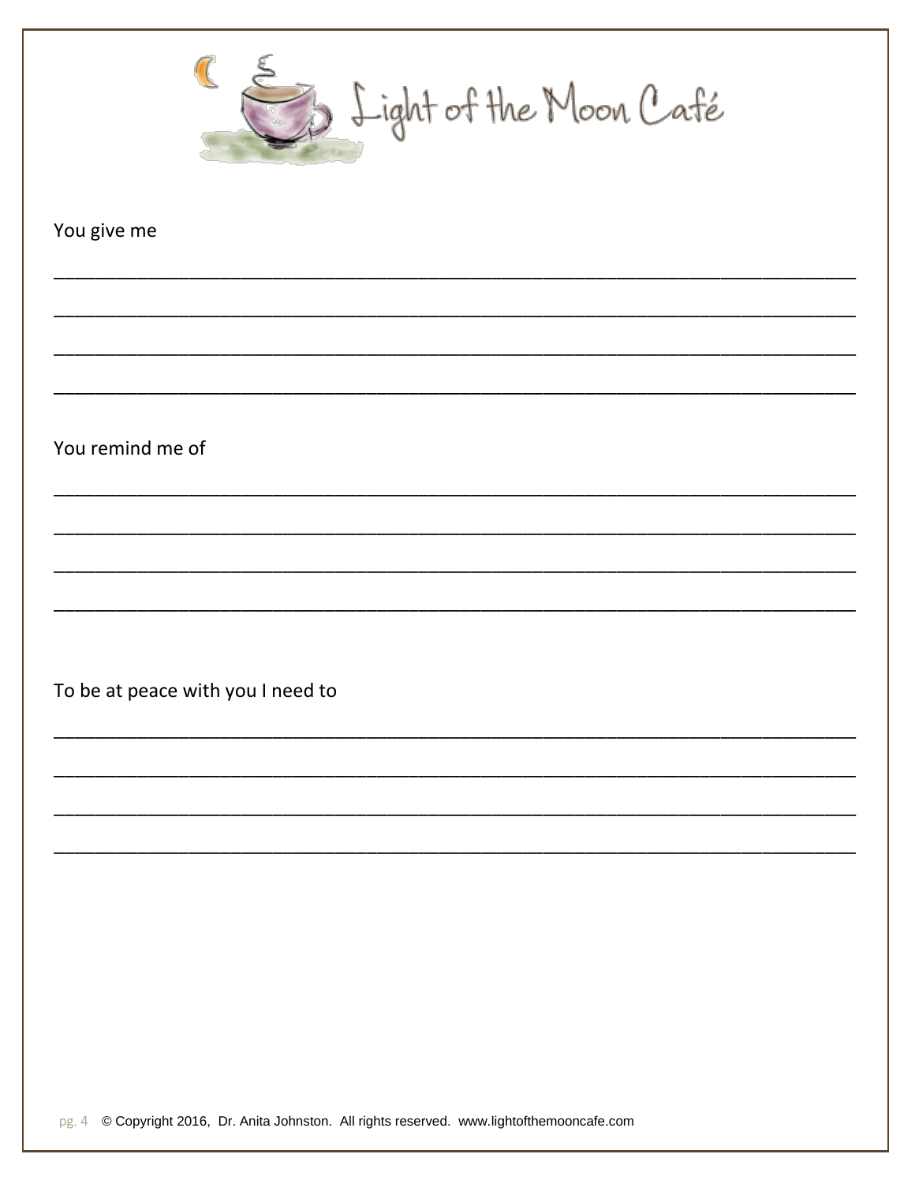Light of the Moon Café

You give me

________________________________________________________________________________

________________________________________________________________________________

________________________________________________________________________________

________________________________________________________________________________

You remind me of

________________________________________________________________________________

________________________________________________________________________________

________________________________________________________________________________

________________________________________________________________________________

To be at peace with you I need to

________________________________________________________________________________

________________________________________________________________________________

________________________________________________________________________________

________________________________________________________________________________

© Copyright 2016, Dr. Anita Johnston. All rights reserved. www.lightofthemooncafe.com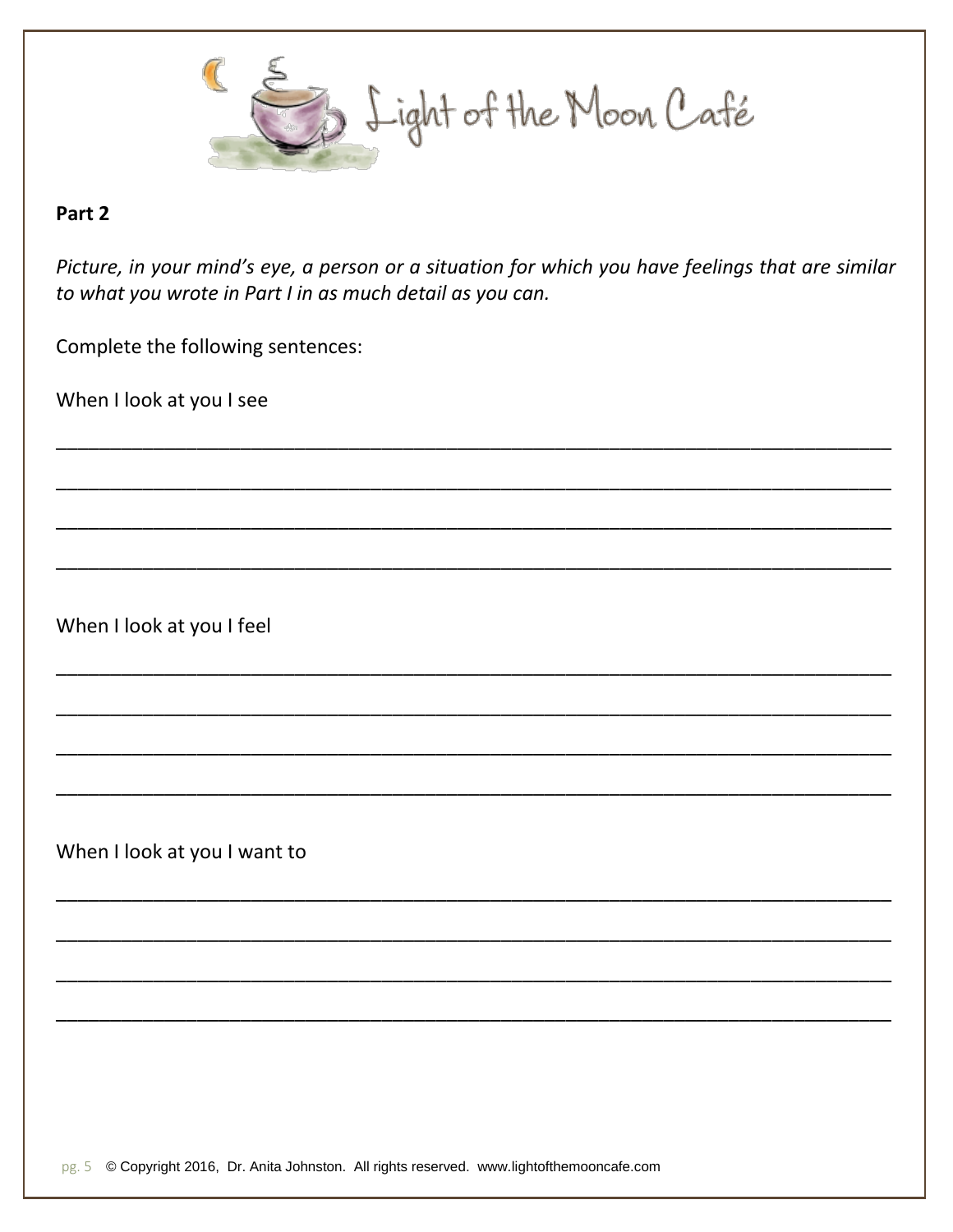Light of the Moon Café

**Part 2**

*Picture, in your mind's eye, a person or a situation for which you have feelings that are similar to what you wrote in Part I in as much detail as you can.*

Complete the following sentences:

When I look at you I see

\_\_\_\_\_\_\_\_\_\_\_\_\_\_\_\_\_\_\_\_\_\_\_\_\_\_\_\_\_\_\_\_\_\_\_\_\_\_\_\_\_\_\_\_\_\_\_\_\_\_\_\_\_\_\_\_\_\_\_\_\_\_\_\_\_\_\_\_\_\_\_\_\_\_\_\_

\_\_\_\_\_\_\_\_\_\_\_\_\_\_\_\_\_\_\_\_\_\_\_\_\_\_\_\_\_\_\_\_\_\_\_\_\_\_\_\_\_\_\_\_\_\_\_\_\_\_\_\_\_\_\_\_\_\_\_\_\_\_\_\_\_\_\_\_\_\_\_\_\_\_\_\_

\_\_\_\_\_\_\_\_\_\_\_\_\_\_\_\_\_\_\_\_\_\_\_\_\_\_\_\_\_\_\_\_\_\_\_\_\_\_\_\_\_\_\_\_\_\_\_\_\_\_\_\_\_\_\_\_\_\_\_\_\_\_\_\_\_\_\_\_\_\_\_\_\_\_\_\_

\_\_\_\_\_\_\_\_\_\_\_\_\_\_\_\_\_\_\_\_\_\_\_\_\_\_\_\_\_\_\_\_\_\_\_\_\_\_\_\_\_\_\_\_\_\_\_\_\_\_\_\_\_\_\_\_\_\_\_\_\_\_\_\_\_\_\_\_\_\_\_\_\_\_\_\_

When I look at you I feel

\_\_\_\_\_\_\_\_\_\_\_\_\_\_\_\_\_\_\_\_\_\_\_\_\_\_\_\_\_\_\_\_\_\_\_\_\_\_\_\_\_\_\_\_\_\_\_\_\_\_\_\_\_\_\_\_\_\_\_\_\_\_\_\_\_\_\_\_\_\_\_\_\_\_\_\_

\_\_\_\_\_\_\_\_\_\_\_\_\_\_\_\_\_\_\_\_\_\_\_\_\_\_\_\_\_\_\_\_\_\_\_\_\_\_\_\_\_\_\_\_\_\_\_\_\_\_\_\_\_\_\_\_\_\_\_\_\_\_\_\_\_\_\_\_\_\_\_\_\_\_\_\_

\_\_\_\_\_\_\_\_\_\_\_\_\_\_\_\_\_\_\_\_\_\_\_\_\_\_\_\_\_\_\_\_\_\_\_\_\_\_\_\_\_\_\_\_\_\_\_\_\_\_\_\_\_\_\_\_\_\_\_\_\_\_\_\_\_\_\_\_\_\_\_\_\_\_\_\_

\_\_\_\_\_\_\_\_\_\_\_\_\_\_\_\_\_\_\_\_\_\_\_\_\_\_\_\_\_\_\_\_\_\_\_\_\_\_\_\_\_\_\_\_\_\_\_\_\_\_\_\_\_\_\_\_\_\_\_\_\_\_\_\_\_\_\_\_\_\_\_\_\_\_\_\_

When I look at you I want to

\_\_\_\_\_\_\_\_\_\_\_\_\_\_\_\_\_\_\_\_\_\_\_\_\_\_\_\_\_\_\_\_\_\_\_\_\_\_\_\_\_\_\_\_\_\_\_\_\_\_\_\_\_\_\_\_\_\_\_\_\_\_\_\_\_\_\_\_\_\_\_\_\_\_\_\_

\_\_\_\_\_\_\_\_\_\_\_\_\_\_\_\_\_\_\_\_\_\_\_\_\_\_\_\_\_\_\_\_\_\_\_\_\_\_\_\_\_\_\_\_\_\_\_\_\_\_\_\_\_\_\_\_\_\_\_\_\_\_\_\_\_\_\_\_\_\_\_\_\_\_\_\_

\_\_\_\_\_\_\_\_\_\_\_\_\_\_\_\_\_\_\_\_\_\_\_\_\_\_\_\_\_\_\_\_\_\_\_\_\_\_\_\_\_\_\_\_\_\_\_\_\_\_\_\_\_\_\_\_\_\_\_\_\_\_\_\_\_\_\_\_\_\_\_\_\_\_\_\_

\_\_\_\_\_\_\_\_\_\_\_\_\_\_\_\_\_\_\_\_\_\_\_\_\_\_\_\_\_\_\_\_\_\_\_\_\_\_\_\_\_\_\_\_\_\_\_\_\_\_\_\_\_\_\_\_\_\_\_\_\_\_\_\_\_\_\_\_\_\_\_\_\_\_\_\_

© Copyright 2016, Dr. Anita Johnston. All rights reserved. www.lightofthemooncafe.com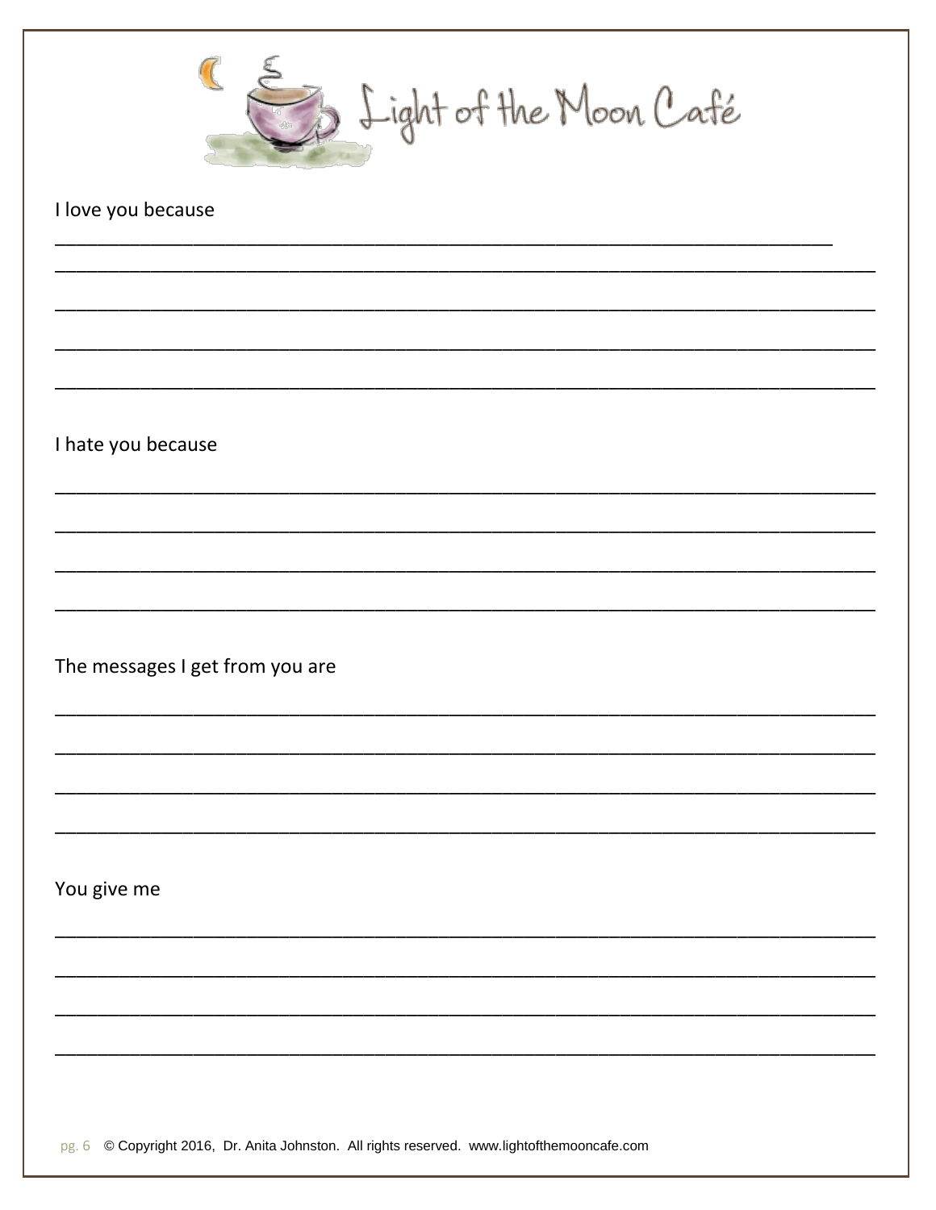Light of the Moon Café

I love you because

___________________________________________________________________________

___________________________________________________________________________

___________________________________________________________________________

___________________________________________________________________________

___________________________________________________________________________

I hate you because

___________________________________________________________________________

___________________________________________________________________________

___________________________________________________________________________

___________________________________________________________________________

The messages I get from you are

___________________________________________________________________________

___________________________________________________________________________

___________________________________________________________________________

___________________________________________________________________________

You give me

___________________________________________________________________________

___________________________________________________________________________

___________________________________________________________________________

___________________________________________________________________________

© Copyright 2016, Dr. Anita Johnston. All rights reserved. www.lightofthemooncafe.com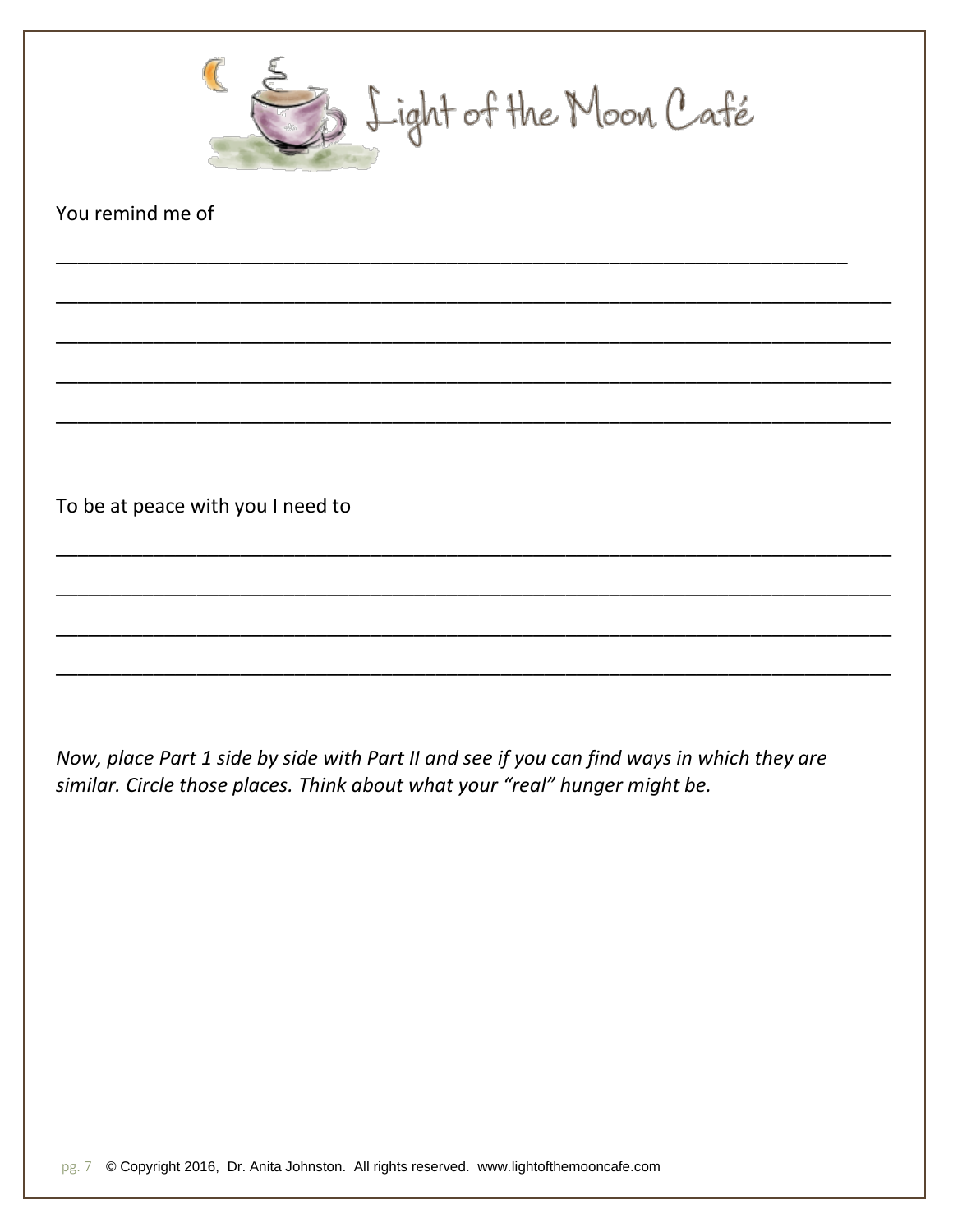Light of the Moon Café

You remind me of

____________________________________________________________________________

______________________________________________________________________________

______________________________________________________________________________

______________________________________________________________________________

______________________________________________________________________________

To be at peace with you I need to

______________________________________________________________________________

______________________________________________________________________________

______________________________________________________________________________

______________________________________________________________________________

*Now, place Part 1 side by side with Part II and see if you can find ways in which they are similar. Circle those places. Think about what your "real" hunger might be.*

© Copyright 2016, Dr. Anita Johnston. All rights reserved. www.lightofthemooncafe.com